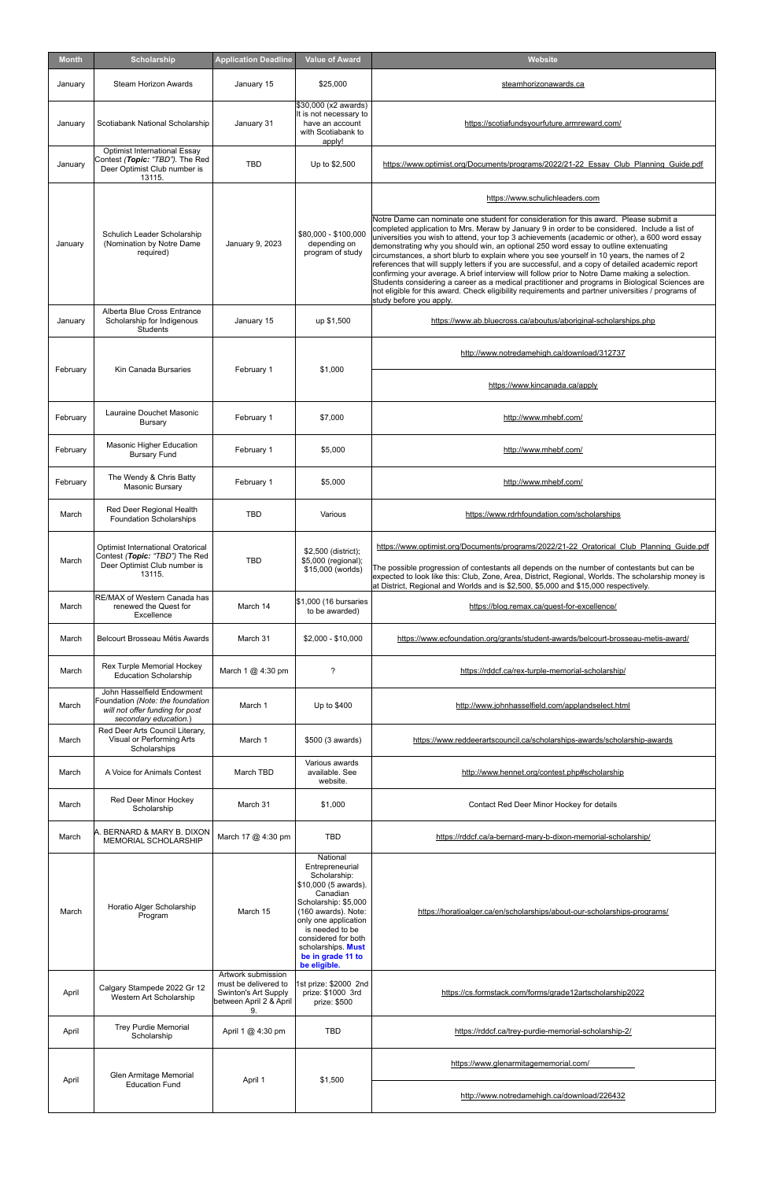| Month | Scholarship | Application Deadline | Value of Award | Website |
|---|---|---|---|---|
| January | Steam Horizon Awards | January 15 | $25,000 | steamhorizonawards.ca |
| January | Scotiabank National Scholarship | January 31 | $30,000 (x2 awards) It is not necessary to have an account with Scotiabank to apply! | https://scotiafundsyourfuture.armreward.com/ |
| January | Optimist International Essay Contest (***Topic:*** *"TBD")*. The Red Deer Optimist Club number is 13115. | TBD | Up to $2,500 | https://www.optimist.org/Documents/programs/2022/21-22_Essay_Club_Planning_Guide.pdf |
| January | Schulich Leader Scholarship (Nomination by Notre Dame required) | January 9, 2023 | $80,000 - $100,000 depending on program of study | https://www.schulichleaders.com<br><br>Notre Dame can nominate one student for consideration for this award. Please submit a completed application to Mrs. Meraw by January 9 in order to be considered. Include a list of universities you wish to attend, your top 3 achievements (academic or other), a 600 word essay demonstrating why you should win, an optional 250 word essay to outline extenuating circumstances, a short blurb to explain where you see yourself in 10 years, the names of 2 references that will supply letters if you are successful, and a copy of detailed academic report confirming your average. A brief interview will follow prior to Notre Dame making a selection. Students considering a career as a medical practitioner and programs in Biological Sciences are not eligible for this award. Check eligibility requirements and partner universities / programs of study before you apply. |
| January | Alberta Blue Cross Entrance Scholarship for Indigenous Students | January 15 | up $1,500 | https://www.ab.bluecross.ca/aboutus/aboriginal-scholarships.php |
| February | Kin Canada Bursaries | February 1 | $1,000 | http://www.notredamehigh.ca/download/312737<br><br>https://www.kincanada.ca/apply |
| February | Lauraine Douchet Masonic Bursary | February 1 | $7,000 | http://www.mhebf.com/ |
| February | Masonic Higher Education Bursary Fund | February 1 | $5,000 | http://www.mhebf.com/ |
| February | The Wendy & Chris Batty Masonic Bursary | February 1 | $5,000 | http://www.mhebf.com/ |
| March | Red Deer Regional Health Foundation Scholarships | TBD | Various | https://www.rdrhfoundation.com/scholarships |
| March | Optimist International Oratorical Contest (***Topic:*** *"TBD")* The Red Deer Optimist Club number is 13115. | TBD | $2,500 (district); $5,000 (regional); $15,000 (worlds) | https://www.optimist.org/Documents/programs/2022/21-22_Oratorical_Club_Planning_Guide.pdf<br><br>The possible progression of contestants all depends on the number of contestants but can be expected to look like this: Club, Zone, Area, District, Regional, Worlds. The scholarship money is at District, Regional and Worlds and is $2,500, $5,000 and $15,000 respectively. |
| March | RE/MAX of Western Canada has renewed the Quest for Excellence | March 14 | $1,000 (16 bursaries to be awarded) | https://blog.remax.ca/quest-for-excellence/ |
| March | Belcourt Brosseau Métis Awards | March 31 | $2,000 - $10,000 | https://www.ecfoundation.org/grants/student-awards/belcourt-brosseau-metis-award/ |
| March | Rex Turple Memorial Hockey Education Scholarship | March 1 @ 4:30 pm | ? | https://rddcf.ca/rex-turple-memorial-scholarship/ |
| March | John Hasselfield Endowment Foundation *(Note: the foundation will not offer funding for post secondary education.)* | March 1 | Up to $400 | http://www.johnhasselfield.com/applandselect.html |
| March | Red Deer Arts Council Literary, Visual or Performing Arts Scholarships | March 1 | $500 (3 awards) | https://www.reddeerartscouncil.ca/scholarships-awards/scholarship-awards |
| March | A Voice for Animals Contest | March TBD | Various awards available. See website. | http://www.hennet.org/contest.php#scholarship |
| March | Red Deer Minor Hockey Scholarship | March 31 | $1,000 | Contact Red Deer Minor Hockey for details |
| March | A. BERNARD & MARY B. DIXON MEMORIAL SCHOLARSHIP | March 17 @ 4:30 pm | TBD | https://rddcf.ca/a-bernard-mary-b-dixon-memorial-scholarship/ |
| March | Horatio Alger Scholarship Program | March 15 | National Entrepreneurial Scholarship: $10,000 (5 awards). Canadian Scholarship: $5,000 (160 awards). Note: only one application is needed to be considered for both scholarships. **Must be in grade 11 to be eligible.** | https://horatioalger.ca/en/scholarships/about-our-scholarships-programs/ |
| April | Calgary Stampede 2022 Gr 12 Western Art Scholarship | Artwork submission must be delivered to Swinton's Art Supply between April 2 & April 9. | 1st prize: $2000 2nd prize: $1000 3rd prize: $500 | https://cs.formstack.com/forms/grade12artscholarship2022 |
| April | Trey Purdie Memorial Scholarship | April 1 @ 4:30 pm | TBD | https://rddcf.ca/trey-purdie-memorial-scholarship-2/ |
| April | Glen Armitage Memorial Education Fund | April 1 | $1,500 | https://www.glenarmitagememorial.com/<br><br>http://www.notredamehigh.ca/download/226432 |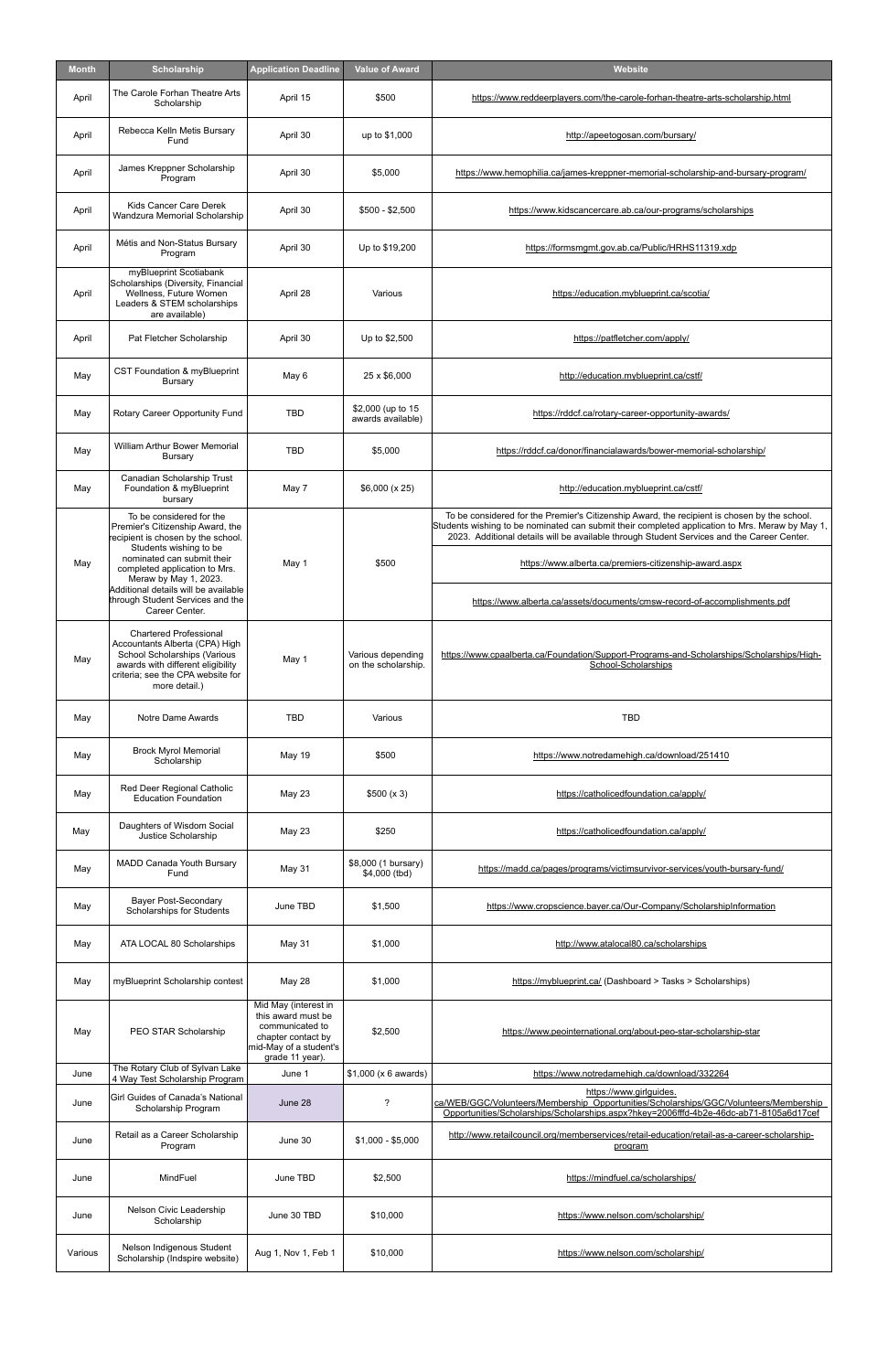| Month | Scholarship | Application Deadline | Value of Award | Website |
|---|---|---|---|---|
| April | The Carole Forhan Theatre Arts Scholarship | April 15 | $500 | https://www.reddeerplayers.com/the-carole-forhan-theatre-arts-scholarship.html |
| April | Rebecca Kelln Metis Bursary Fund | April 30 | up to $1,000 | http://apeetogosan.com/bursary/ |
| April | James Kreppner Scholarship Program | April 30 | $5,000 | https://www.hemophilia.ca/james-kreppner-memorial-scholarship-and-bursary-program/ |
| April | Kids Cancer Care Derek Wandzura Memorial Scholarship | April 30 | $500 - $2,500 | https://www.kidscancercare.ab.ca/our-programs/scholarships |
| April | Métis and Non-Status Bursary Program | April 30 | Up to $19,200 | https://formsmgmt.gov.ab.ca/Public/HRHS11319.xdp |
| April | myBlueprint Scotiabank Scholarships (Diversity, Financial Wellness, Future Women Leaders & STEM scholarships are available) | April 28 | Various | https://education.myblueprint.ca/scotia/ |
| April | Pat Fletcher Scholarship | April 30 | Up to $2,500 | https://patfletcher.com/apply/ |
| May | CST Foundation & myBlueprint Bursary | May 6 | 25 x $6,000 | http://education.myblueprint.ca/cstf/ |
| May | Rotary Career Opportunity Fund | TBD | $2,000 (up to 15 awards available) | https://rddcf.ca/rotary-career-opportunity-awards/ |
| May | William Arthur Bower Memorial Bursary | TBD | $5,000 | https://rddcf.ca/donor/financialawards/bower-memorial-scholarship/ |
| May | Canadian Scholarship Trust Foundation & myBlueprint bursary | May 7 | $6,000 (x 25) | http://education.myblueprint.ca/cstf/ |
| May | To be considered for the Premier's Citizenship Award, the recipient is chosen by the school. Students wishing to be nominated can submit their completed application to Mrs. Meraw by May 1, 2023. Additional details will be available through Student Services and the Career Center. | May 1 | $500 | To be considered for the Premier's Citizenship Award, the recipient is chosen by the school. Students wishing to be nominated can submit their completed application to Mrs. Meraw by May 1, 2023. Additional details will be available through Student Services and the Career Center. https://www.alberta.ca/premiers-citizenship-award.aspx https://www.alberta.ca/assets/documents/cmsw-record-of-accomplishments.pdf |
| May | Chartered Professional Accountants Alberta (CPA) High School Scholarships (Various awards with different eligibility criteria; see the CPA website for more detail.) | May 1 | Various depending on the scholarship. | https://www.cpaalberta.ca/Foundation/Support-Programs-and-Scholarships/Scholarships/High-School-Scholarships |
| May | Notre Dame Awards | TBD | Various | TBD |
| May | Brock Myrol Memorial Scholarship | May 19 | $500 | https://www.notredamehigh.ca/download/251410 |
| May | Red Deer Regional Catholic Education Foundation | May 23 | $500 (x 3) | https://catholicedfoundation.ca/apply/ |
| May | Daughters of Wisdom Social Justice Scholarship | May 23 | $250 | https://catholicedfoundation.ca/apply/ |
| May | MADD Canada Youth Bursary Fund | May 31 | $8,000 (1 bursary) $4,000 (tbd) | https://madd.ca/pages/programs/victimsurvivor-services/youth-bursary-fund/ |
| May | Bayer Post-Secondary Scholarships for Students | June TBD | $1,500 | https://www.cropscience.bayer.ca/Our-Company/ScholarshipInformation |
| May | ATA LOCAL 80 Scholarships | May 31 | $1,000 | http://www.atalocal80.ca/scholarships |
| May | myBlueprint Scholarship contest | May 28 | $1,000 | https://myblueprint.ca/ (Dashboard > Tasks > Scholarships) |
| May | PEO STAR Scholarship | Mid May (interest in this award must be communicated to chapter contact by mid-May of a student's grade 11 year). | $2,500 | https://www.peointernational.org/about-peo-star-scholarship-star |
| June | The Rotary Club of Sylvan Lake 4 Way Test Scholarship Program | June 1 | $1,000 (x 6 awards) | https://www.notredamehigh.ca/download/332264 |
| June | Girl Guides of Canada's National Scholarship Program | June 28 | ? | https://www.girlguides.ca/WEB/GGC/Volunteers/Membership_Opportunities/Scholarships/GGC/Volunteers/Membership_Opportunities/Scholarships/Scholarships.aspx?hkey=2006fffd-4b2e-46dc-ab71-8105a6d17cef |
| June | Retail as a Career Scholarship Program | June 30 | $1,000 - $5,000 | http://www.retailcouncil.org/memberservices/retail-education/retail-as-a-career-scholarship-program |
| June | MindFuel | June TBD | $2,500 | https://mindfuel.ca/scholarships/ |
| June | Nelson Civic Leadership Scholarship | June 30 TBD | $10,000 | https://www.nelson.com/scholarship/ |
| Various | Nelson Indigenous Student Scholarship (Indspire website) | Aug 1, Nov 1, Feb 1 | $10,000 | https://www.nelson.com/scholarship/ |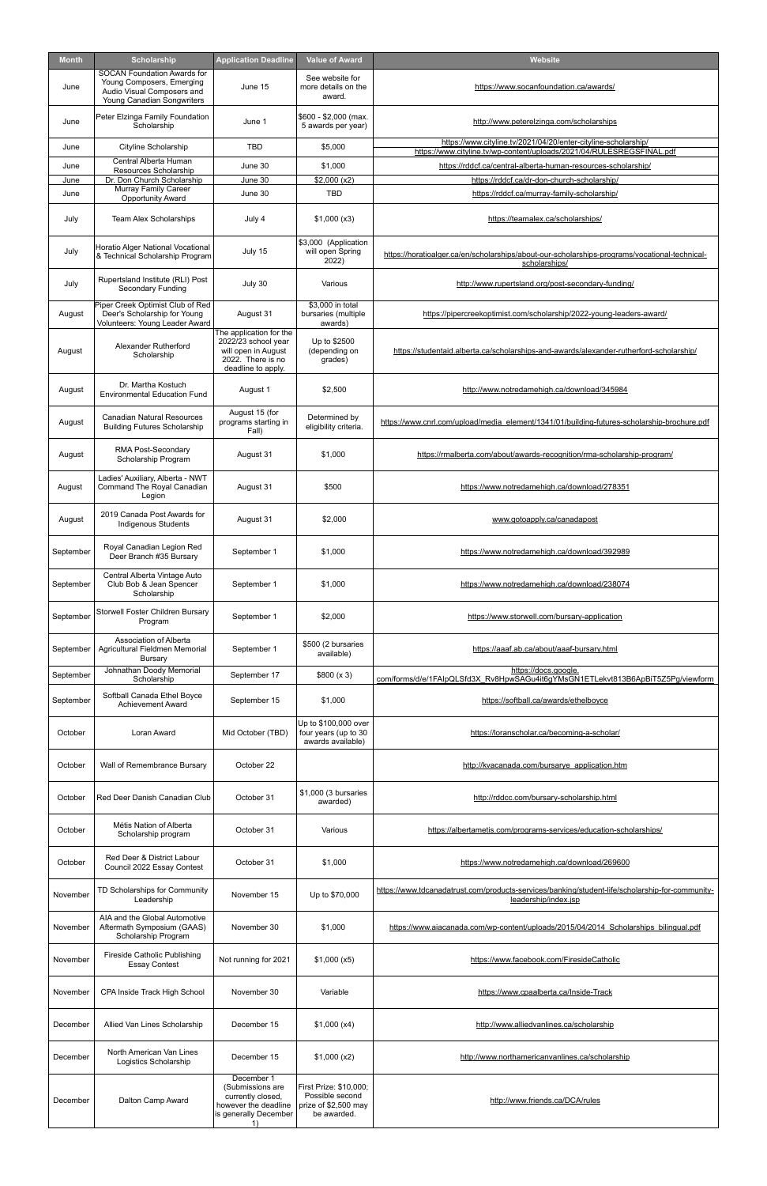| Month | Scholarship | Application Deadline | Value of Award | Website |
| --- | --- | --- | --- | --- |
| June | SOCAN Foundation Awards for Young Composers, Emerging Audio Visual Composers and Young Canadian Songwriters | June 15 | See website for more details on the award. | https://www.socanfoundation.ca/awards/ |
| June | Peter Elzinga Family Foundation Scholarship | June 1 | $600 - $2,000 (max. 5 awards per year) | http://www.peterelzinga.com/scholarships |
| June | Cityline Scholarship | TBD | $5,000 | https://www.cityline.tv/2021/04/20/enter-cityline-scholarship/ https://www.cityline.tv/wp-content/uploads/2021/04/RULESREGSFINAL.pdf |
| June | Central Alberta Human Resources Scholarship | June 30 | $1,000 | https://rddcf.ca/central-alberta-human-resources-scholarship/ |
| June | Dr. Don Church Scholarship | June 30 | $2,000 (x2) | https://rddcf.ca/dr-don-church-scholarship/ |
| June | Murray Family Career Opportunity Award | June 30 | TBD | https://rddcf.ca/murray-family-scholarship/ |
| July | Team Alex Scholarships | July 4 | $1,000 (x3) | https://teamalex.ca/scholarships/ |
| July | Horatio Alger National Vocational & Technical Scholarship Program | July 15 | $3,000 (Application will open Spring 2022) | https://horatioalger.ca/en/scholarships/about-our-scholarships-programs/vocational-technical-scholarships/ |
| July | Rupertsland Institute (RLI) Post Secondary Funding | July 30 | Various | http://www.rupertsland.org/post-secondary-funding/ |
| August | Piper Creek Optimist Club of Red Deer's Scholarship for Young Volunteers: Young Leader Award | August 31 | $3,000 in total bursaries (multiple awards) | https://pipercreekoptimist.com/scholarship/2022-young-leaders-award/ |
| August | Alexander Rutherford Scholarship | The application for the 2022/23 school year will open in August 2022. There is no deadline to apply. | Up to $2500 (depending on grades) | https://studentaid.alberta.ca/scholarships-and-awards/alexander-rutherford-scholarship/ |
| August | Dr. Martha Kostuch Environmental Education Fund | August 1 | $2,500 | http://www.notredamehigh.ca/download/345984 |
| August | Canadian Natural Resources Building Futures Scholarship | August 15 (for programs starting in Fall) | Determined by eligibility criteria. | https://www.cnrl.com/upload/media_element/1341/01/building-futures-scholarship-brochure.pdf |
| August | RMA Post-Secondary Scholarship Program | August 31 | $1,000 | https://rmalberta.com/about/awards-recognition/rma-scholarship-program/ |
| August | Ladies' Auxiliary, Alberta - NWT Command The Royal Canadian Legion | August 31 | $500 | https://www.notredamehigh.ca/download/278351 |
| August | 2019 Canada Post Awards for Indigenous Students | August 31 | $2,000 | www.gotoapply.ca/canadapost |
| September | Royal Canadian Legion Red Deer Branch #35 Bursary | September 1 | $1,000 | https://www.notredamehigh.ca/download/392989 |
| September | Central Alberta Vintage Auto Club Bob & Jean Spencer Scholarship | September 1 | $1,000 | https://www.notredamehigh.ca/download/238074 |
| September | Storwell Foster Children Bursary Program | September 1 | $2,000 | https://www.storwell.com/bursary-application |
| September | Association of Alberta Agricultural Fieldmen Memorial Bursary | September 1 | $500 (2 bursaries available) | https://aaaf.ab.ca/about/aaaf-bursary.html |
| September | Johnathan Doody Memorial Scholarship | September 17 | $800 (x 3) | https://docs.google.com/forms/d/e/1FAIpQLSfd3X_Rv8HpwSAGu4it6gYMsGN1ETLekvt813B6ApBiT5Z5Pg/viewform |
| September | Softball Canada Ethel Boyce Achievement Award | September 15 | $1,000 | https://softball.ca/awards/ethelboyce |
| October | Loran Award | Mid October (TBD) | Up to $100,000 over four years (up to 30 awards available) | https://loranscholar.ca/becoming-a-scholar/ |
| October | Wall of Remembrance Bursary | October 22 | | http://kvacanada.com/bursarye_application.htm |
| October | Red Deer Danish Canadian Club | October 31 | $1,000 (3 bursaries awarded) | http://rddcc.com/bursary-scholarship.html |
| October | Métis Nation of Alberta Scholarship program | October 31 | Various | https://albertametis.com/programs-services/education-scholarships/ |
| October | Red Deer & District Labour Council 2022 Essay Contest | October 31 | $1,000 | https://www.notredamehigh.ca/download/269600 |
| November | TD Scholarships for Community Leadership | November 15 | Up to $70,000 | https://www.tdcanadatrust.com/products-services/banking/student-life/scholarship-for-community-leadership/index.jsp |
| November | AIA and the Global Automotive Aftermath Symposium (GAAS) Scholarship Program | November 30 | $1,000 | https://www.aiacanada.com/wp-content/uploads/2015/04/2014_Scholarships_bilingual.pdf |
| November | Fireside Catholic Publishing Essay Contest | Not running for 2021 | $1,000 (x5) | https://www.facebook.com/FiresideCatholic |
| November | CPA Inside Track High School | November 30 | Variable | https://www.cpaalberta.ca/Inside-Track |
| December | Allied Van Lines Scholarship | December 15 | $1,000 (x4) | http://www.alliedvanlines.ca/scholarship |
| December | North American Van Lines Logistics Scholarship | December 15 | $1,000 (x2) | http://www.northamericanvanlines.ca/scholarship |
| December | Dalton Camp Award | December 1 (Submissions are currently closed, however the deadline is generally December 1) | First Prize: $10,000; Possible second prize of $2,500 may be awarded. | http://www.friends.ca/DCA/rules |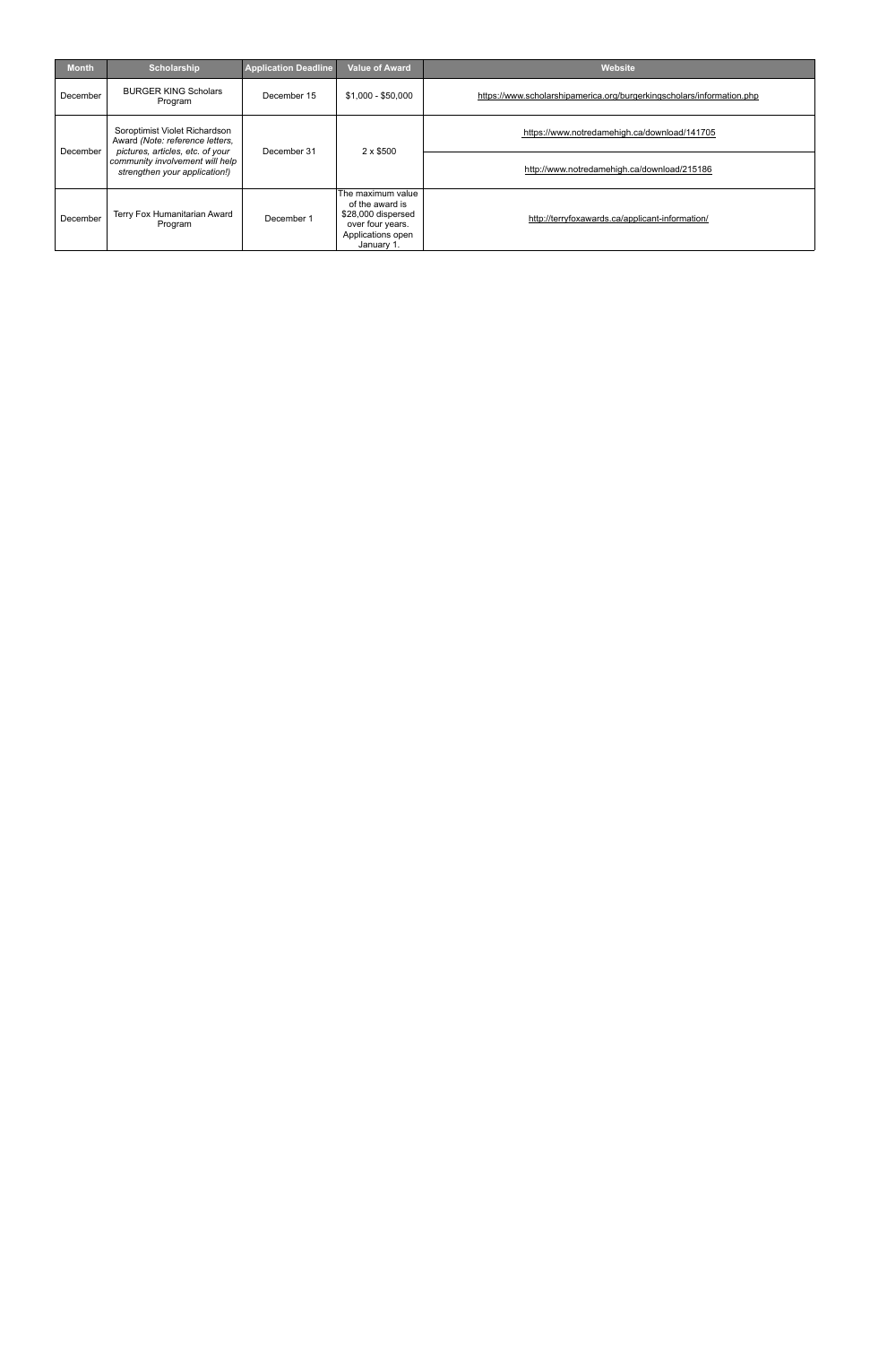| Month | Scholarship | Application Deadline | Value of Award | Website |
| --- | --- | --- | --- | --- |
| December | BURGER KING Scholars Program | December 15 | $1,000 - $50,000 | https://www.scholarshipamerica.org/burgerkingscholars/information.php |
| December | Soroptimist Violet Richardson Award *(Note: reference letters, pictures, articles, etc. of your community involvement will help strengthen your application!)* | December 31 | 2 x $500 | https://www.notredamehigh.ca/download/141705 http://www.notredamehigh.ca/download/215186 |
| December | Terry Fox Humanitarian Award Program | December 1 | The maximum value of the award is $28,000 dispersed over four years. Applications open January 1. | http://terryfoxawards.ca/applicant-information/ |